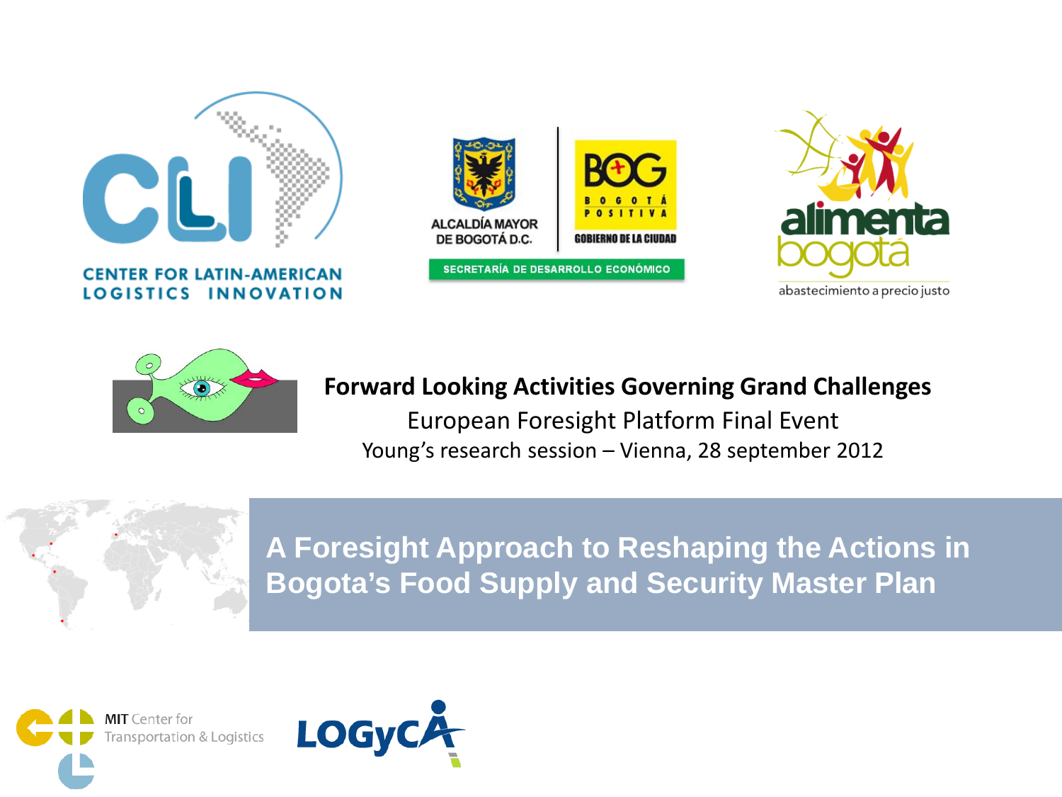CENTER FOR LATIN-AMERICAN LOGISTICS INNOVATION

ALCALDÍA MAYOR DE BOGOTÁ D.C.

BOG BOGOTÁ POSITIVA GOBIERNO DE LA CIUDAD

SECRETARÍA DE DESARROLLO ECONÓMICO

alimenta bogotá abastecimiento a precio justo

**Forward Looking Activities Governing Grand Challenges**

European Foresight Platform Final Event

Young's research session – Vienna, 28 september 2012

# A Foresight Approach to Reshaping the Actions in Bogota's Food Supply and Security Master Plan

MIT Center for Transportation & Logistics

LOGyCA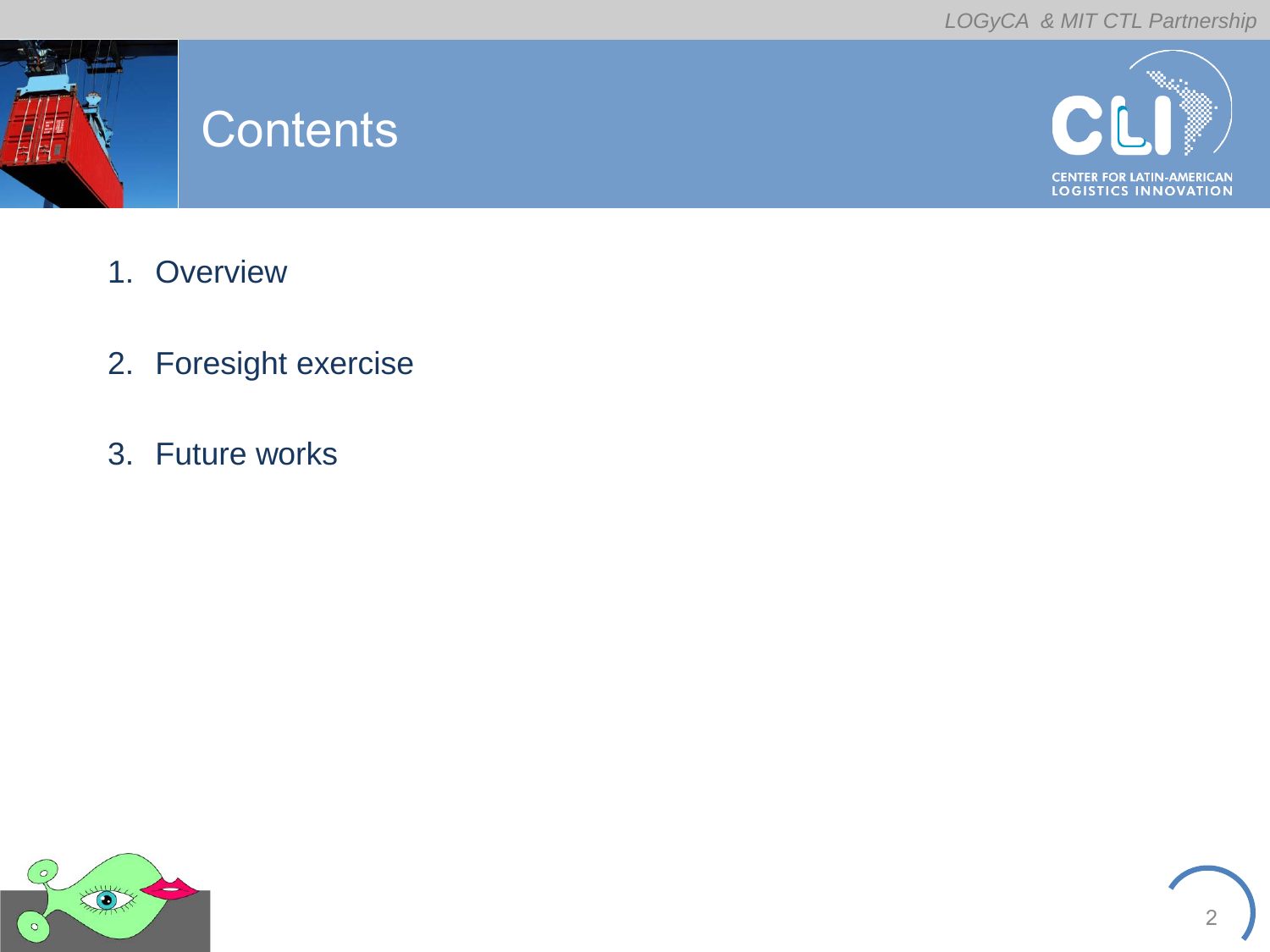# Contents

1. Overview
2. Foresight exercise
3. Future works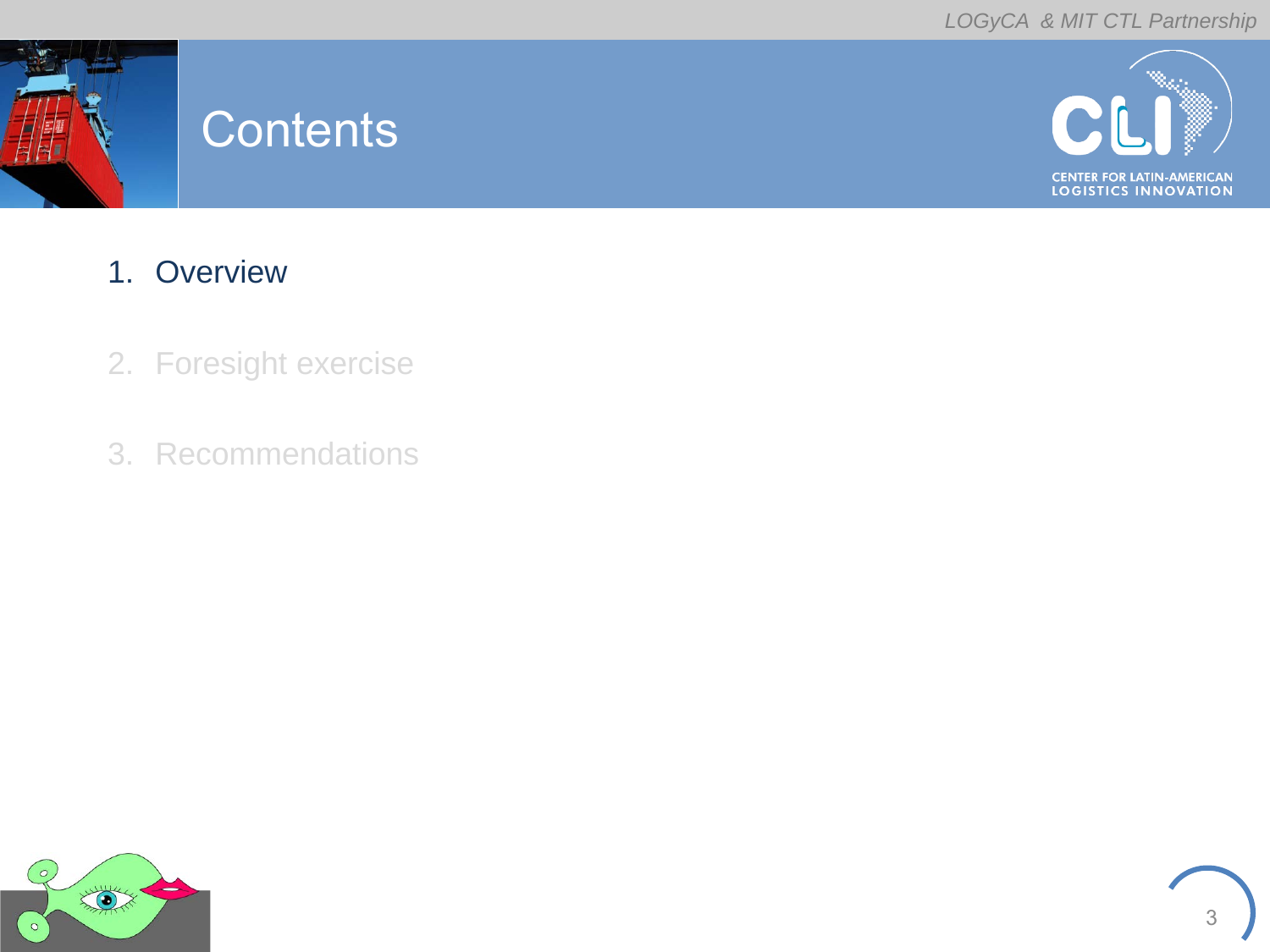# Contents

1. Overview
2. Foresight exercise
3. Recommendations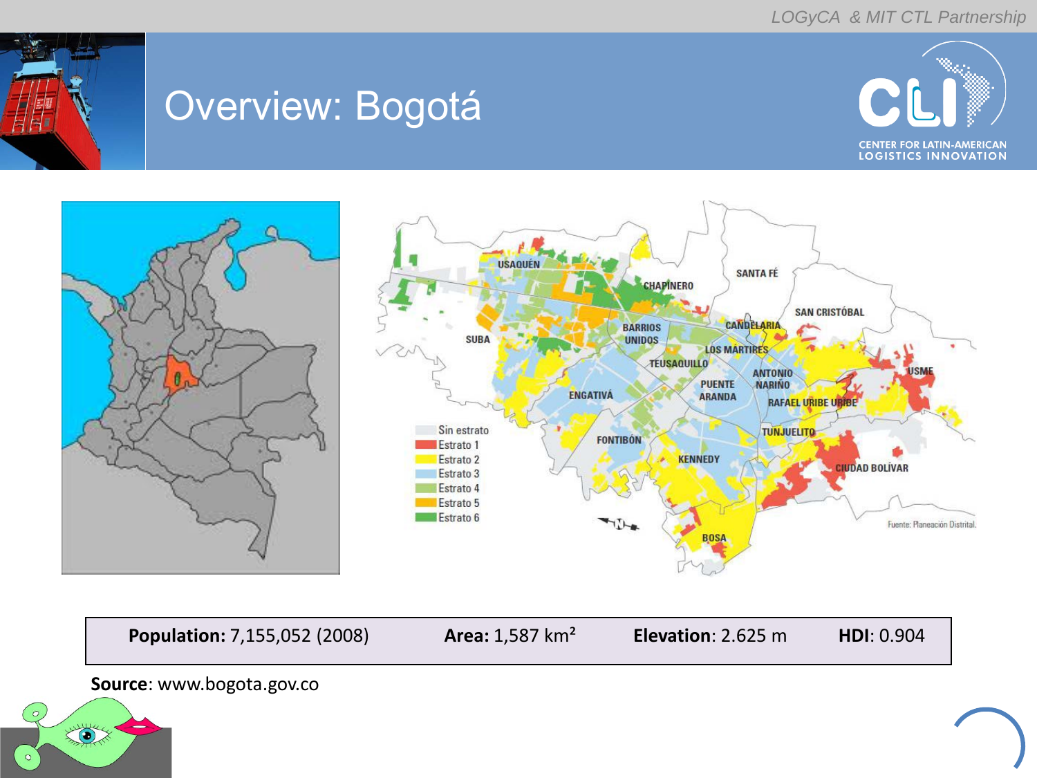# Overview: Bogotá

| **Population:** 7,155,052 (2008) | **Area:** 1,587 km² | **Elevation**: 2.625 m | **HDI**: 0.904 |
|---|---|---|---|

**Source**: www.bogota.gov.co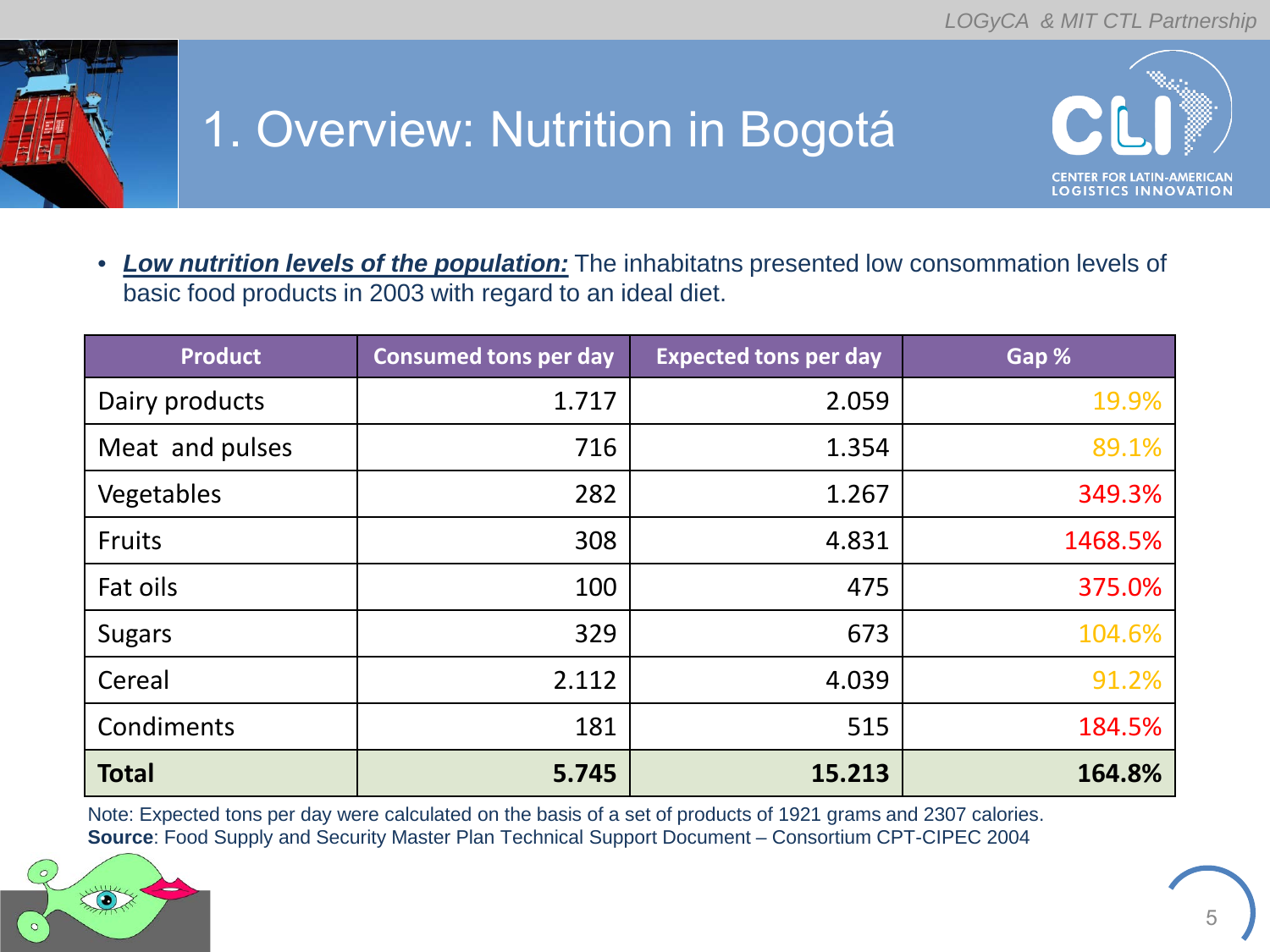# 1. Overview: Nutrition in Bogotá

- ***Low nutrition levels of the population:*** The inhabitatns presented low consommation levels of basic food products in 2003 with regard to an ideal diet.

| Product | Consumed tons per day | Expected tons per day | Gap % |
|---|---|---|---|
| Dairy products | 1.717 | 2.059 | 19.9% |
| Meat and pulses | 716 | 1.354 | 89.1% |
| Vegetables | 282 | 1.267 | 349.3% |
| Fruits | 308 | 4.831 | 1468.5% |
| Fat oils | 100 | 475 | 375.0% |
| Sugars | 329 | 673 | 104.6% |
| Cereal | 2.112 | 4.039 | 91.2% |
| Condiments | 181 | 515 | 184.5% |
| **Total** | **5.745** | **15.213** | **164.8%** |

Note: Expected tons per day were calculated on the basis of a set of products of 1921 grams and 2307 calories.
**Source**: Food Supply and Security Master Plan Technical Support Document – Consortium CPT-CIPEC 2004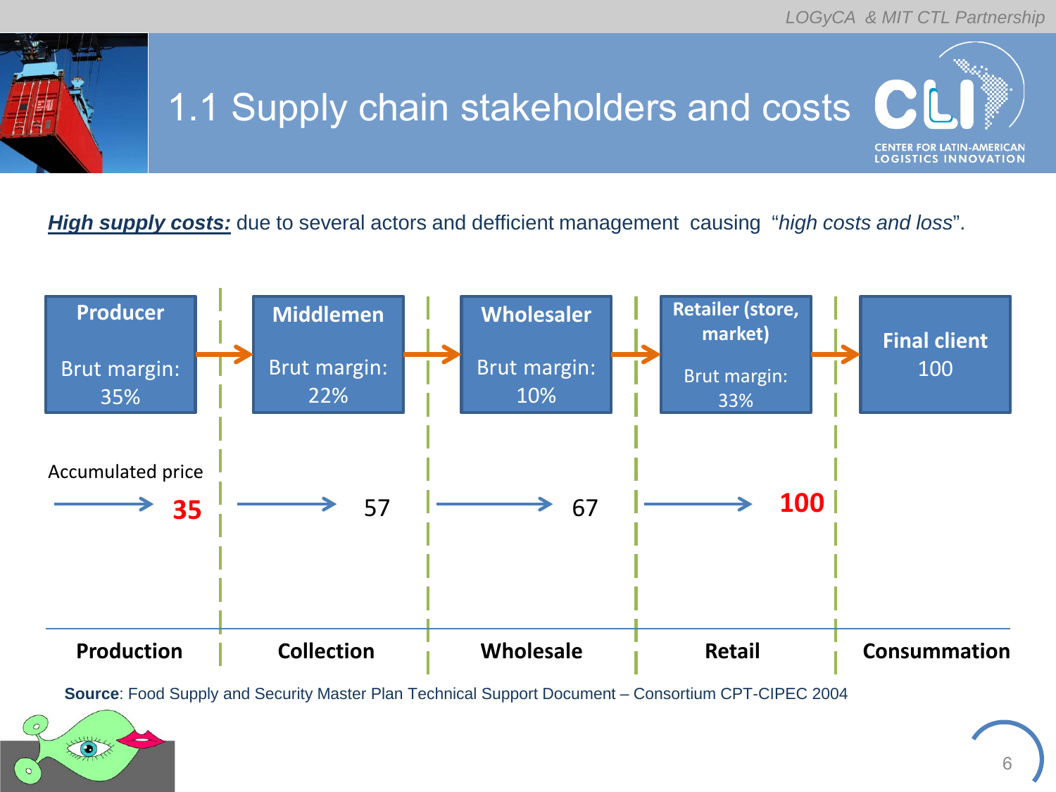# 1.1 Supply chain stakeholders and costs

***High supply costs:*** due to several actors and defficient management causing "*high costs and loss*".

| | Producer | Middlemen | Wholesaler | Retailer (store, market) | Final client |
|---|---|---|---|---|---|
| Brut margin | 35% | 22% | 10% | 33% | 100 |
| Accumulated price | 35 | 57 | 67 | 100 | |
| Stage | Production | Collection | Wholesale | Retail | Consummation |

**Source**: Food Supply and Security Master Plan Technical Support Document – Consortium CPT-CIPEC 2004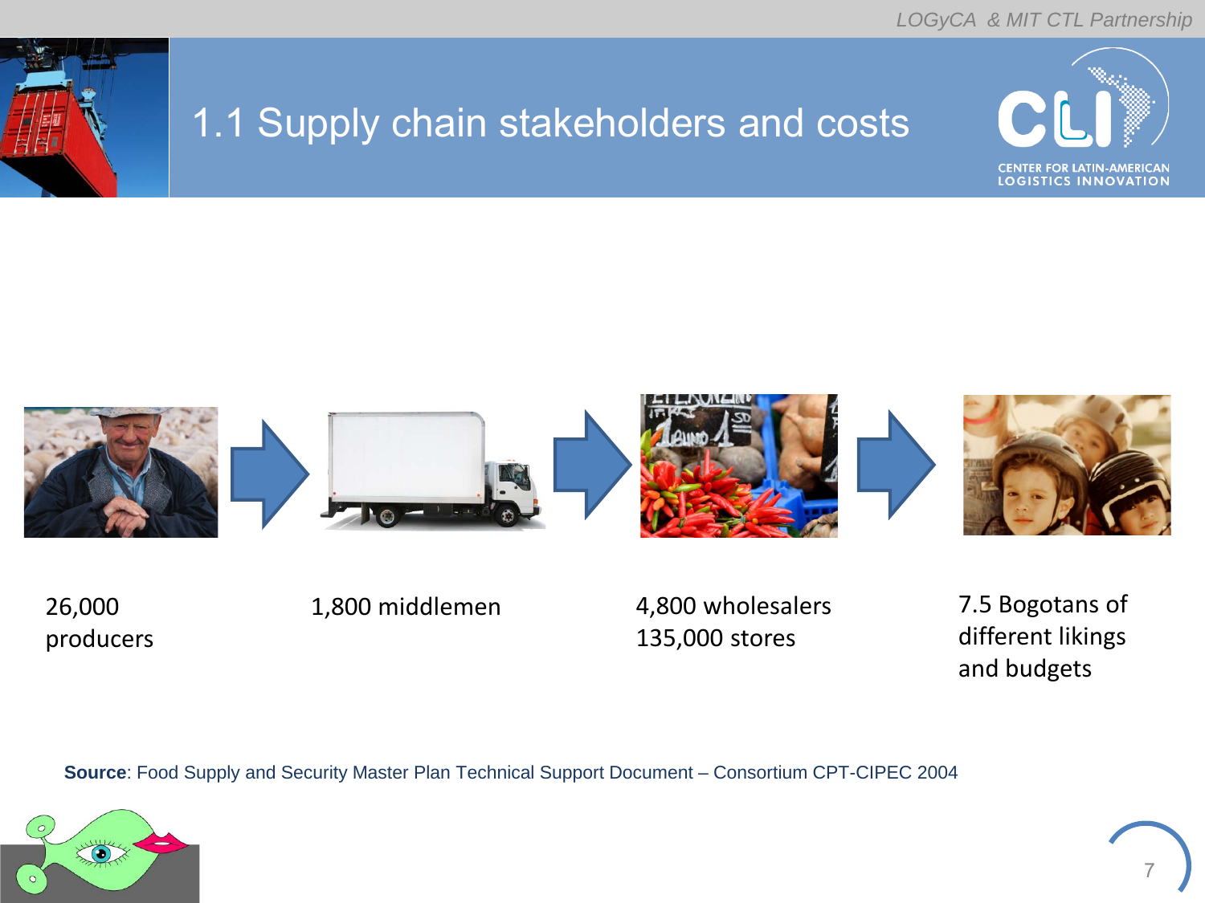# 1.1 Supply chain stakeholders and costs

26,000 producers

1,800 middlemen

4,800 wholesalers
135,000 stores

7.5 Bogotans of different likings and budgets

**Source**: Food Supply and Security Master Plan Technical Support Document – Consortium CPT-CIPEC 2004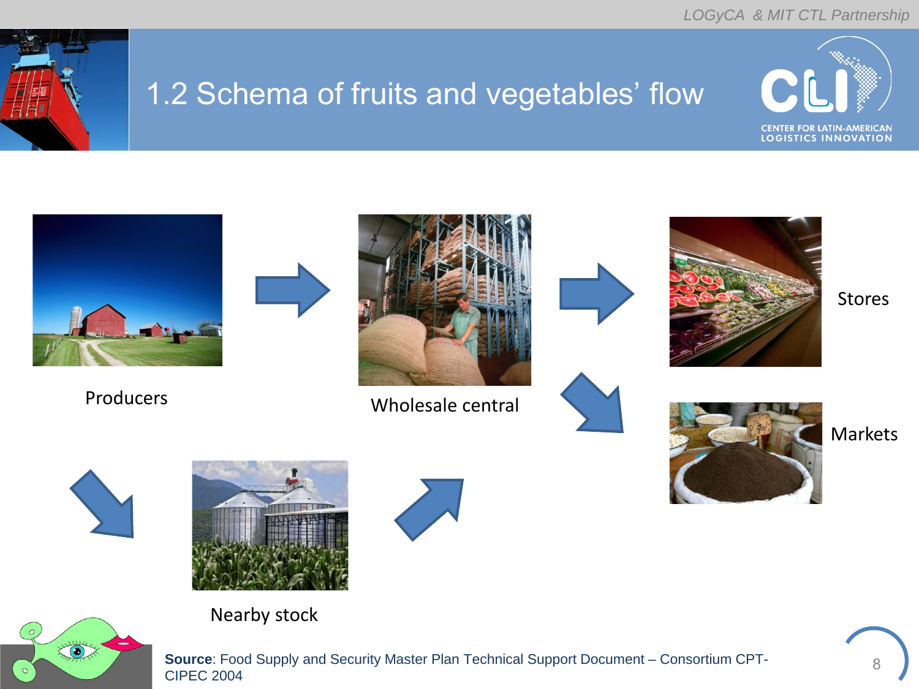# 1.2 Schema of fruits and vegetables' flow

Producers

Wholesale central

Stores

Markets

Nearby stock

**Source**: Food Supply and Security Master Plan Technical Support Document – Consortium CPT-CIPEC 2004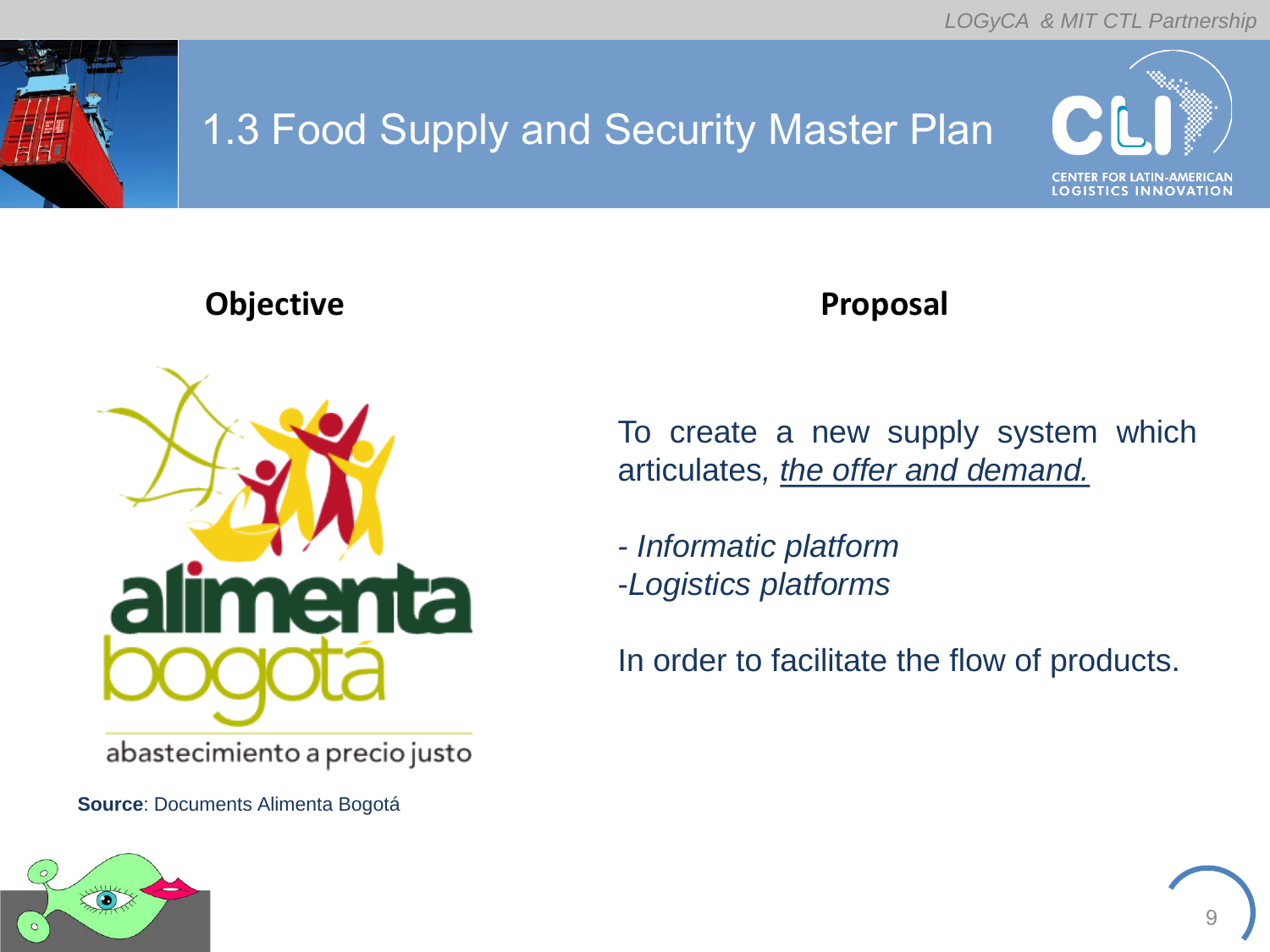# 1.3 Food Supply and Security Master Plan

**Objective**

alimenta bogotá

abastecimiento a precio justo

**Source**: Documents Alimenta Bogotá

**Proposal**

To create a new supply system which articulates, *the offer and demand.*

- *Informatic platform*
- *Logistics platforms*

In order to facilitate the flow of products.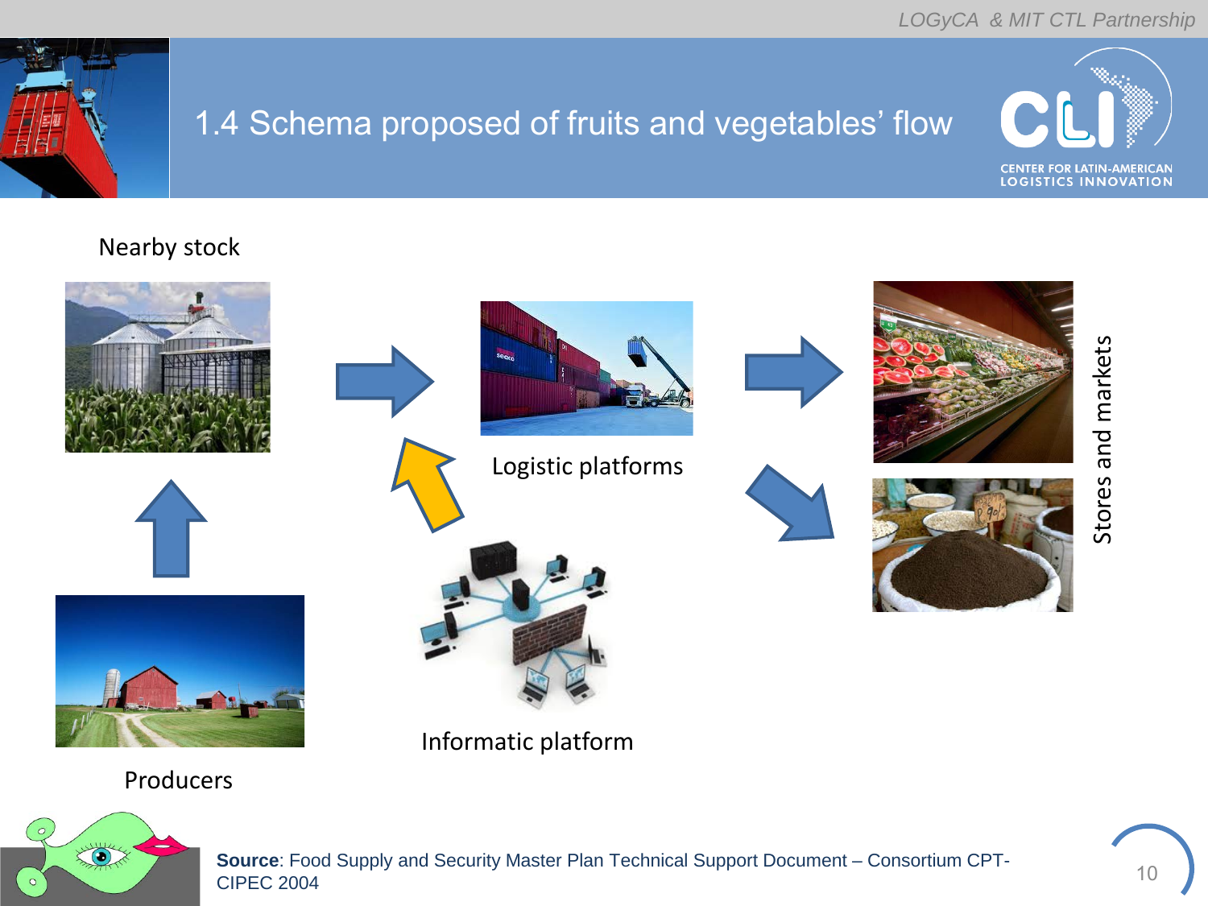# 1.4 Schema proposed of fruits and vegetables' flow

Nearby stock

Logistic platforms

Stores and markets

Informatic platform

Producers

**Source**: Food Supply and Security Master Plan Technical Support Document – Consortium CPT-CIPEC 2004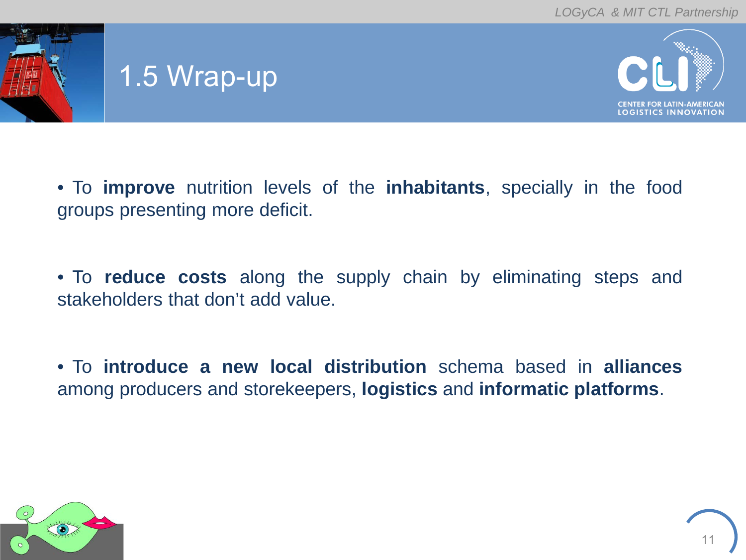# 1.5 Wrap-up

- To **improve** nutrition levels of the **inhabitants**, specially in the food groups presenting more deficit.

- To **reduce costs** along the supply chain by eliminating steps and stakeholders that don't add value.

- To **introduce a new local distribution** schema based in **alliances** among producers and storekeepers, **logistics** and **informatic platforms**.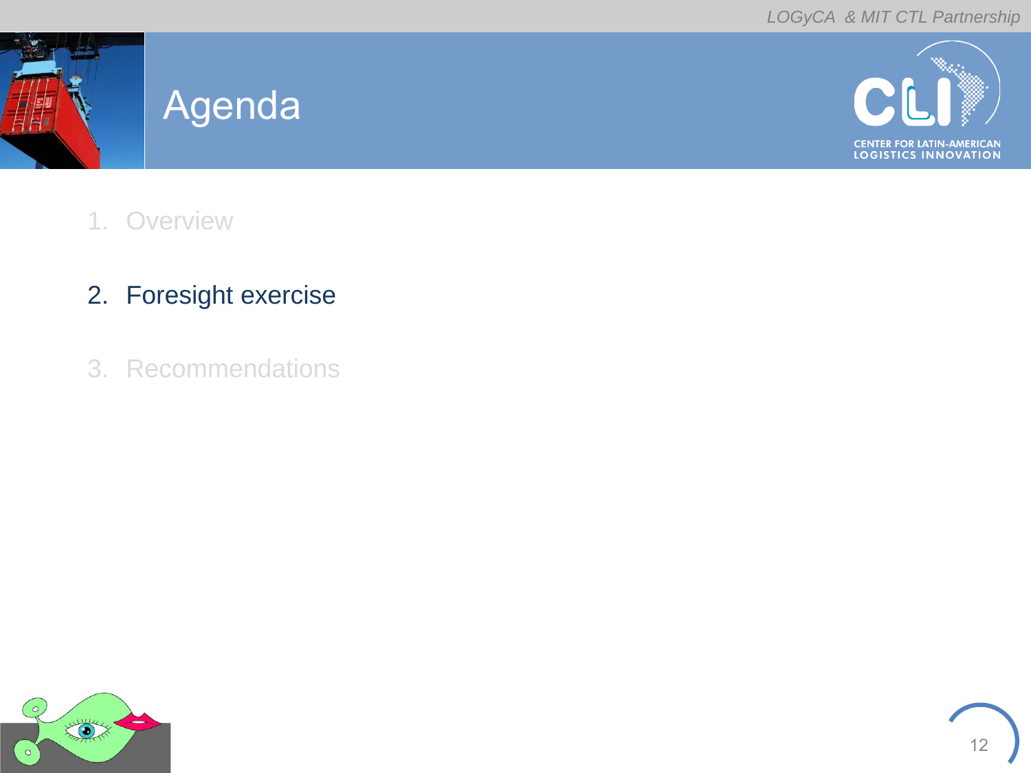# Agenda

1. Overview
2. Foresight exercise
3. Recommendations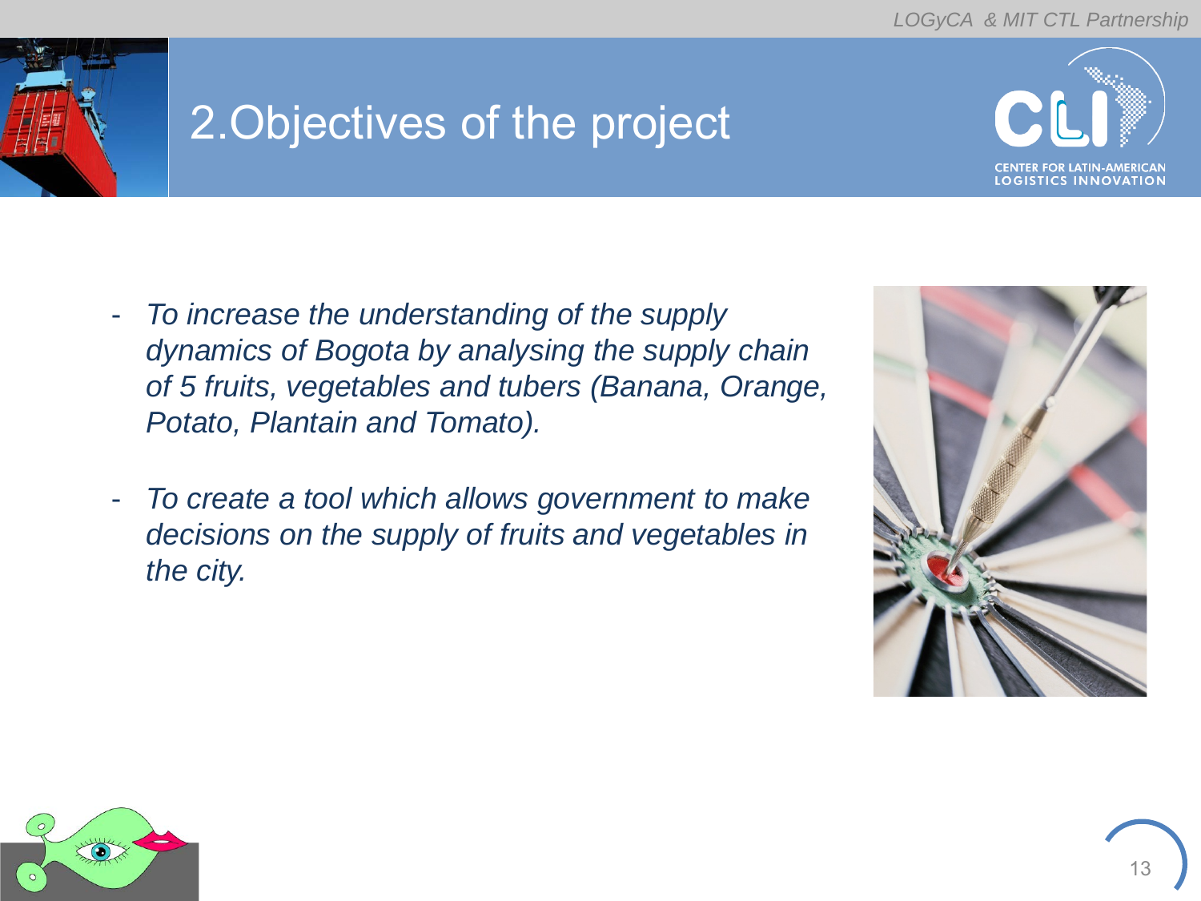# 2.Objectives of the project

- *To increase the understanding of the supply dynamics of Bogota by analysing the supply chain of 5 fruits, vegetables and tubers (Banana, Orange, Potato, Plantain and Tomato).*

- *To create a tool which allows government to make decisions on the supply of fruits and vegetables in the city.*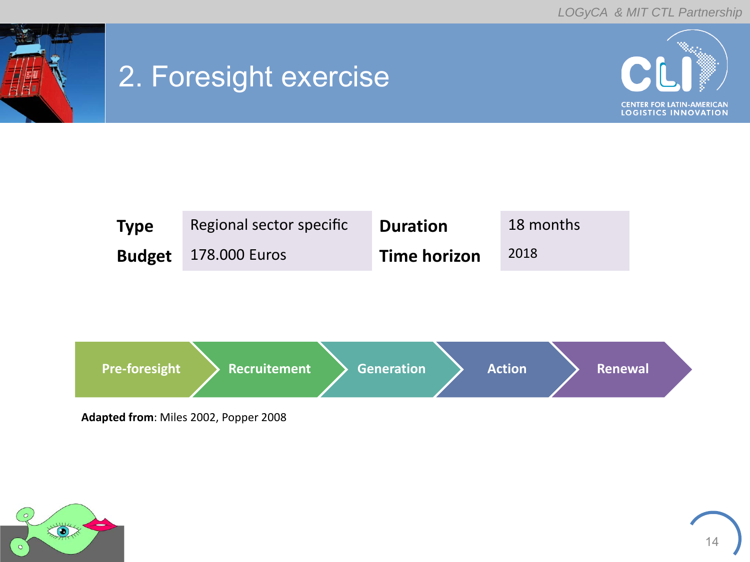# 2. Foresight exercise

| Type | Regional sector specific | Duration | 18 months |
|---|---|---|---|
| Budget | 178.000 Euros | Time horizon | 2018 |

Pre-foresight → Recruitement → Generation → Action → Renewal

**Adapted from**: Miles 2002, Popper 2008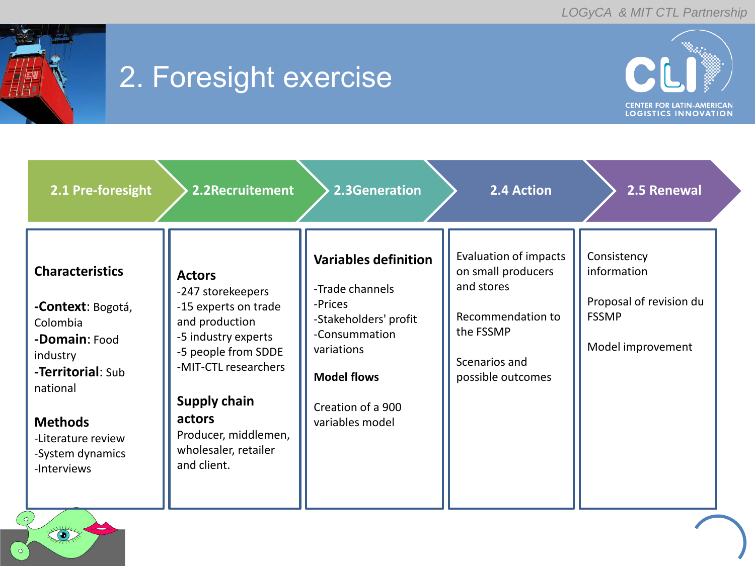# 2. Foresight exercise

| 2.1 Pre-foresight | 2.2Recruitement | 2.3Generation | 2.4 Action | 2.5 Renewal |
|---|---|---|---|---|
| **Characteristics**<br><br>**-Context**: Bogotá, Colombia<br>**-Domain**: Food industry<br>**-Territorial**: Sub national<br><br>**Methods**<br>-Literature review<br>-System dynamics<br>-Interviews | **Actors**<br>-247 storekeepers<br>-15 experts on trade and production<br>-5 industry experts<br>-5 people from SDDE<br>-MIT-CTL researchers<br><br>**Supply chain actors**<br>Producer, middlemen, wholesaler, retailer and client. | **Variables definition**<br><br>-Trade channels<br>-Prices<br>-Stakeholders' profit<br>-Consummation variations<br><br>**Model flows**<br><br>Creation of a 900 variables model | Evaluation of impacts on small producers and stores<br><br>Recommendation to the FSSMP<br><br>Scenarios and possible outcomes | Consistency information<br><br>Proposal of revision du FSSMP<br><br>Model improvement |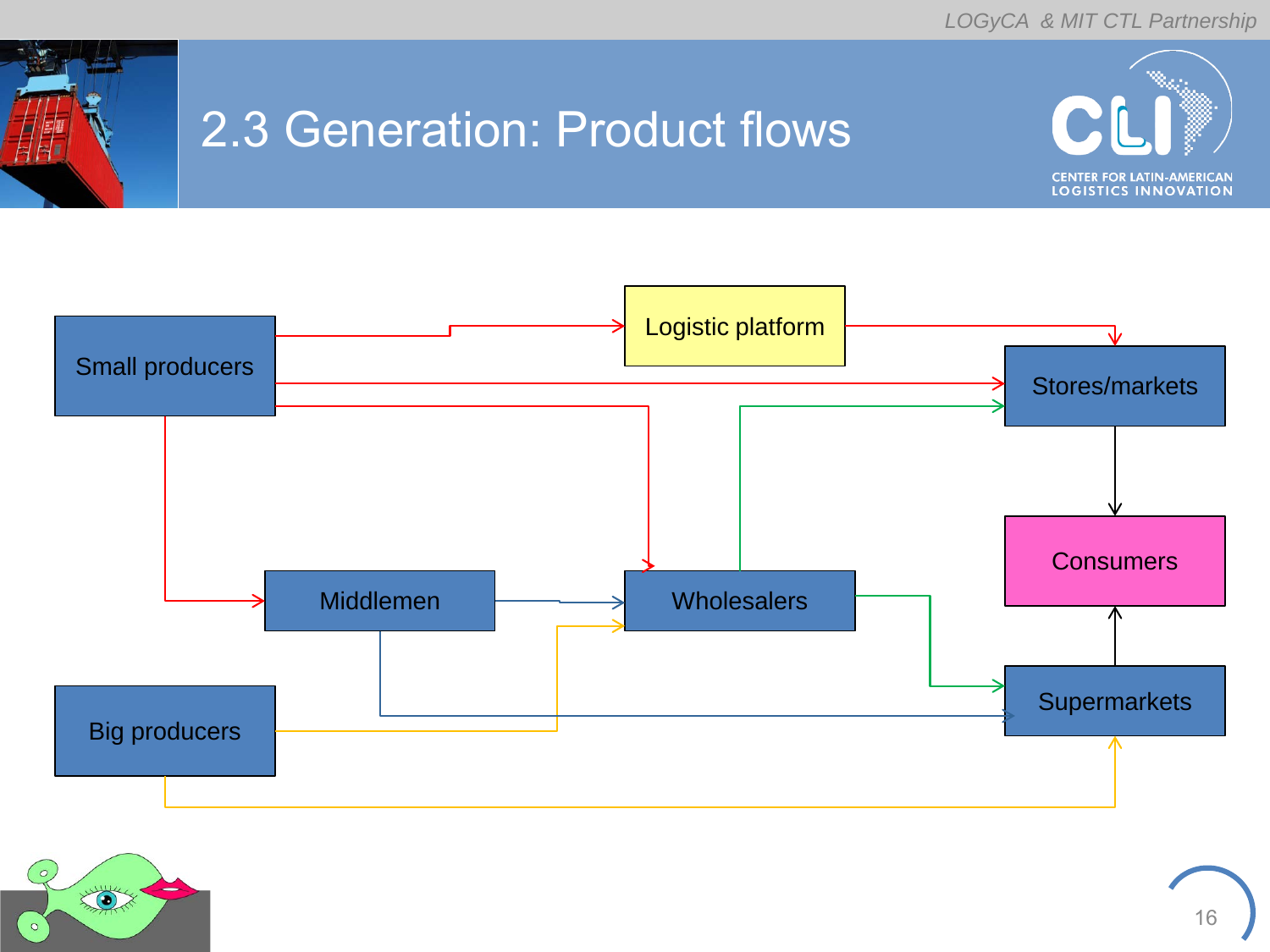# 2.3 Generation: Product flows

Logistic platform

Small producers

Stores/markets

Consumers

Middlemen

Wholesalers

Supermarkets

Big producers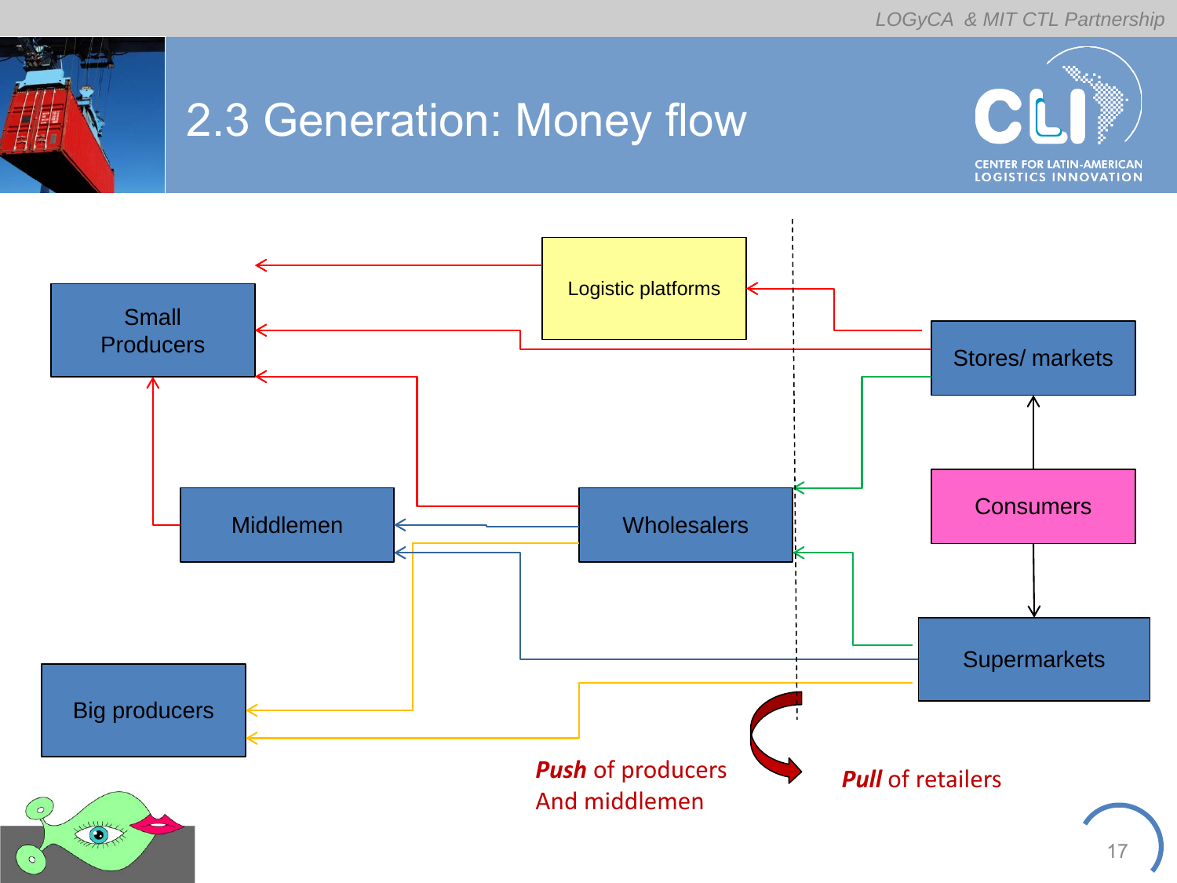# 2.3 Generation: Money flow

Logistic platforms

Small Producers

Stores/ markets

Consumers

Middlemen

Wholesalers

Supermarkets

Big producers

***Push*** of producers And middlemen

***Pull*** of retailers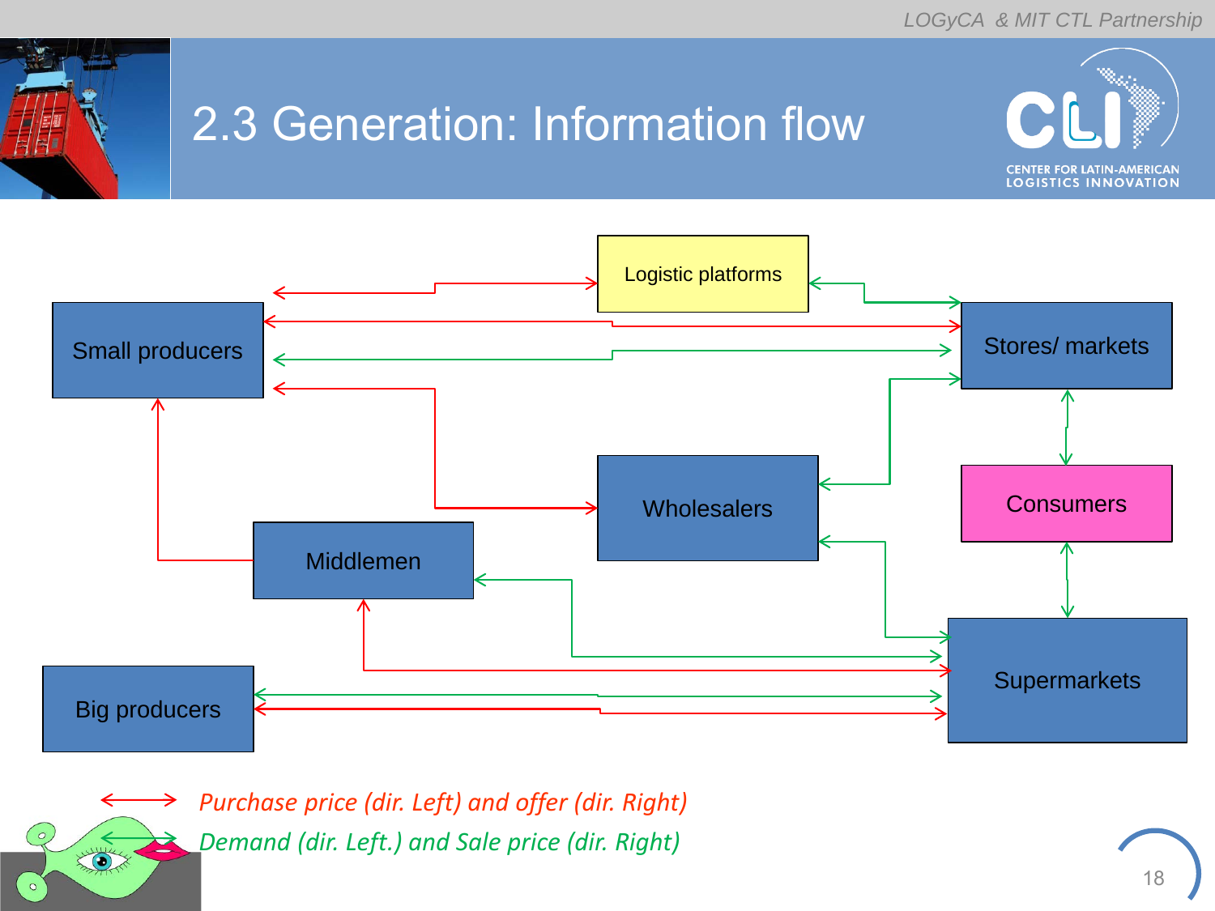# 2.3 Generation: Information flow

Logistic platforms

Small producers

Stores/ markets

Wholesalers

Consumers

Middlemen

Supermarkets

Big producers

*Purchase price (dir. Left) and offer (dir. Right)*

*Demand (dir. Left.) and Sale price (dir. Right)*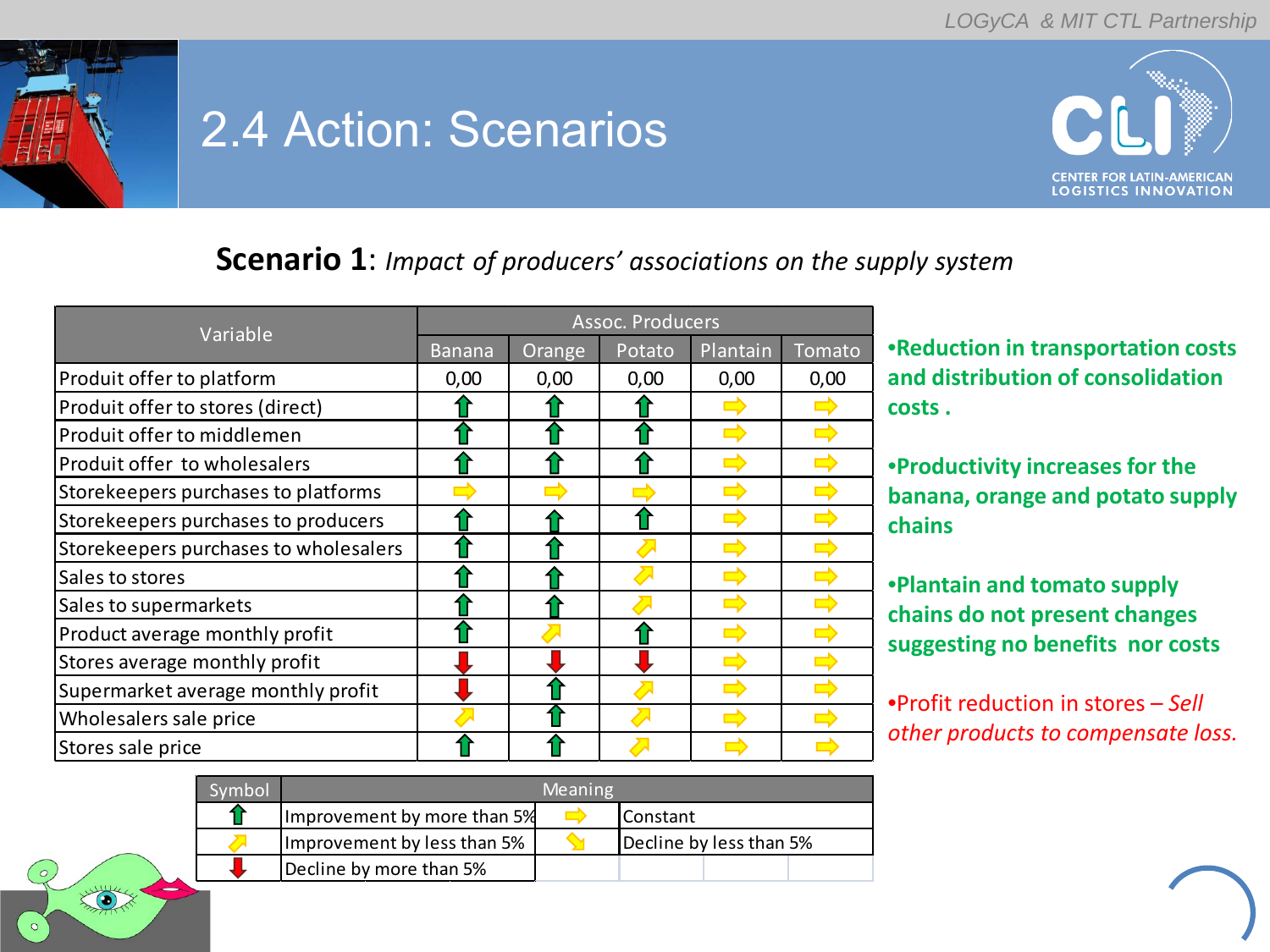# 2.4 Action: Scenarios

**Scenario 1**: *Impact of producers' associations on the supply system*

| Variable | Assoc. Producers | | | | |
|---|---|---|---|---|---|
| | Banana | Orange | Potato | Plantain | Tomato |
| Produit offer to platform | 0,00 | 0,00 | 0,00 | 0,00 | 0,00 |
| Produit offer to stores (direct) | ⇧ | ⇧ | ⇧ | ⇨ | ⇨ |
| Produit offer to middlemen | ⇧ | ⇧ | ⇧ | ⇨ | ⇨ |
| Produit offer to wholesalers | ⇧ | ⇧ | ⇧ | ⇨ | ⇨ |
| Storekeepers purchases to platforms | ⇨ | ⇨ | ⇨ | ⇨ | ⇨ |
| Storekeepers purchases to producers | ⇧ | ⇧ | ⇧ | ⇨ | ⇨ |
| Storekeepers purchases to wholesalers | ⇧ | ⇧ | ⬀ | ⇨ | ⇨ |
| Sales to stores | ⇧ | ⇧ | ⬀ | ⇨ | ⇨ |
| Sales to supermarkets | ⇧ | ⇧ | ⬀ | ⇨ | ⇨ |
| Product average monthly profit | ⇧ | ⬀ | ⇧ | ⇨ | ⇨ |
| Stores average monthly profit | ⇩ | ⇩ | ⇩ | ⇨ | ⇨ |
| Supermarket average monthly profit | ⇩ | ⇧ | ⬀ | ⇨ | ⇨ |
| Wholesalers sale price | ⬀ | ⇧ | ⬀ | ⇨ | ⇨ |
| Stores sale price | ⇧ | ⇧ | ⬀ | ⇨ | ⇨ |

| Symbol | Meaning | Symbol | Meaning |
|---|---|---|---|
| ⇧ | Improvement by more than 5% | ⇨ | Constant |
| ⬀ | Improvement by less than 5% | ⬂ | Decline by less than 5% |
| ⇩ | Decline by more than 5% | | |

- **Reduction in transportation costs and distribution of consolidation costs .**
- **Productivity increases for the banana, orange and potato supply chains**
- **Plantain and tomato supply chains do not present changes suggesting no benefits nor costs**
- Profit reduction in stores – *Sell other products to compensate loss.*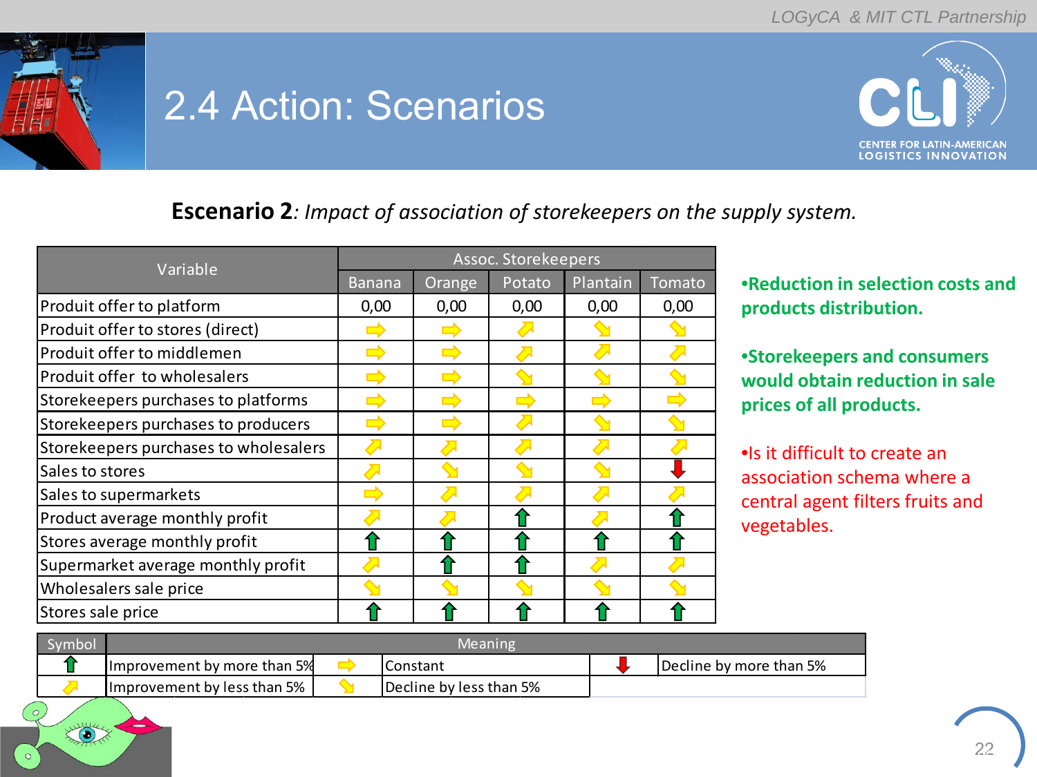# 2.4 Action: Scenarios

**Escenario 2**: *Impact of association of storekeepers on the supply system.*

| Variable | Assoc. Storekeepers | | | | |
|---|---|---|---|---|---|
| | Banana | Orange | Potato | Plantain | Tomato |
| Produit offer to platform | 0,00 | 0,00 | 0,00 | 0,00 | 0,00 |
| Produit offer to stores (direct) | ⇨ | ⇨ | ⬈ | ⬊ | ⬊ |
| Produit offer to middlemen | ⇨ | ⇨ | ⬈ | ⬈ | ⬈ |
| Produit offer to wholesalers | ⇨ | ⇨ | ⬊ | ⬊ | ⬊ |
| Storekeepers purchases to platforms | ⇨ | ⇨ | ⇨ | ⇨ | ⇨ |
| Storekeepers purchases to producers | ⇨ | ⇨ | ⬈ | ⬊ | ⬊ |
| Storekeepers purchases to wholesalers | ⬈ | ⬈ | ⬈ | ⬈ | ⬈ |
| Sales to stores | ⬈ | ⬊ | ⬊ | ⬊ | ⬇ |
| Sales to supermarkets | ⇨ | ⬈ | ⬈ | ⬈ | ⬈ |
| Product average monthly profit | ⬈ | ⬈ | ⬆ | ⬈ | ⬆ |
| Stores average monthly profit | ⬆ | ⬆ | ⬆ | ⬆ | ⬆ |
| Supermarket average monthly profit | ⬈ | ⬆ | ⬆ | ⬈ | ⬈ |
| Wholesalers sale price | ⬊ | ⬊ | ⬊ | ⬊ | ⬊ |
| Stores sale price | ⬆ | ⬆ | ⬆ | ⬆ | ⬆ |

| Symbol | Meaning | | | | |
|---|---|---|---|---|---|
| ⬆ | Improvement by more than 5% | ⇨ | Constant | ⬇ | Decline by more than 5% |
| ⬈ | Improvement by less than 5% | ⬊ | Decline by less than 5% | | |

- **Reduction in selection costs and products distribution.**
- **Storekeepers and consumers would obtain reduction in sale prices of all products.**
- Is it difficult to create an association schema where a central agent filters fruits and vegetables.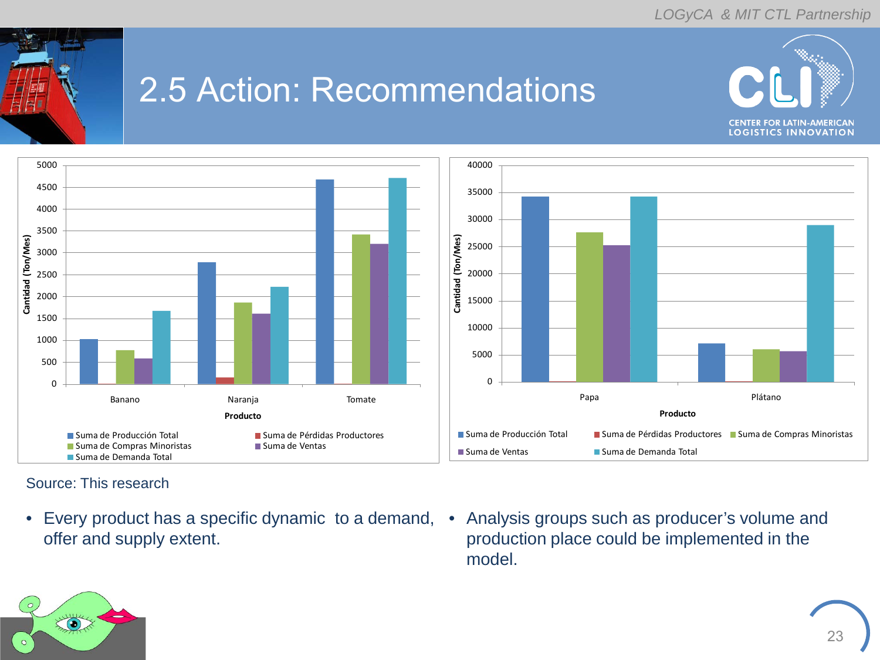# 2.5 Action: Recommendations

Source: This research

- Every product has a specific dynamic to a demand, offer and supply extent.
- Analysis groups such as producer's volume and production place could be implemented in the model.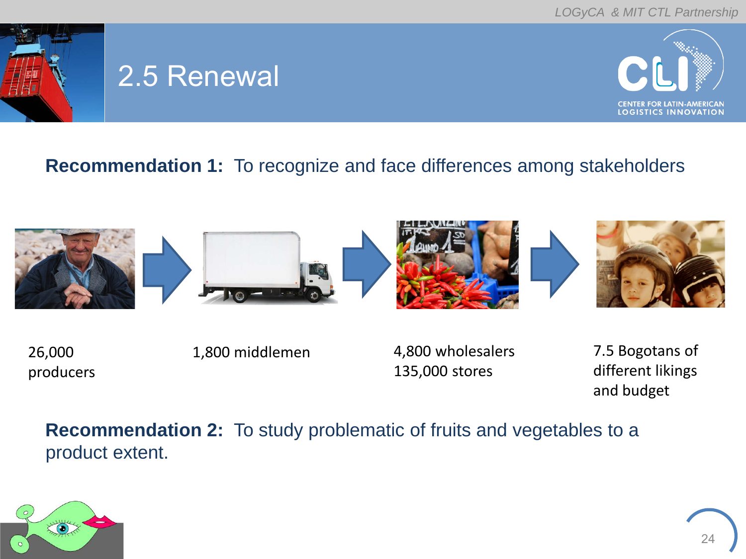# 2.5 Renewal

**Recommendation 1:** To recognize and face differences among stakeholders

26,000 producers

1,800 middlemen

4,800 wholesalers
135,000 stores

7.5 Bogotans of different likings and budget

**Recommendation 2:** To study problematic of fruits and vegetables to a product extent.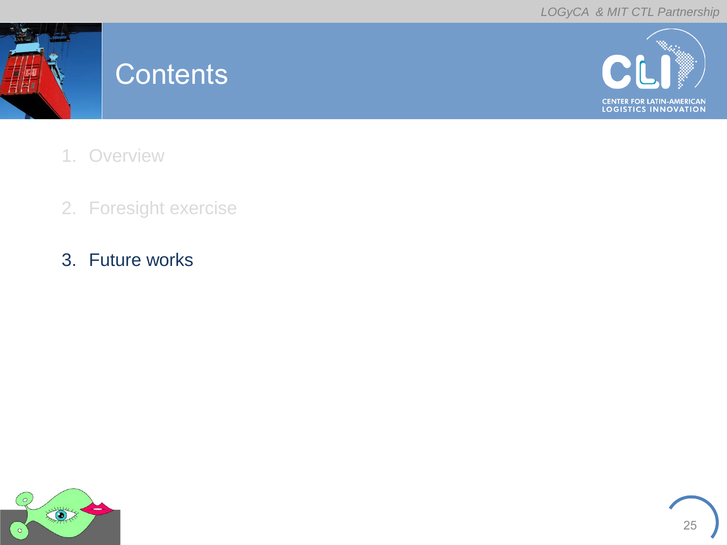# Contents

1. Overview
2. Foresight exercise
3. Future works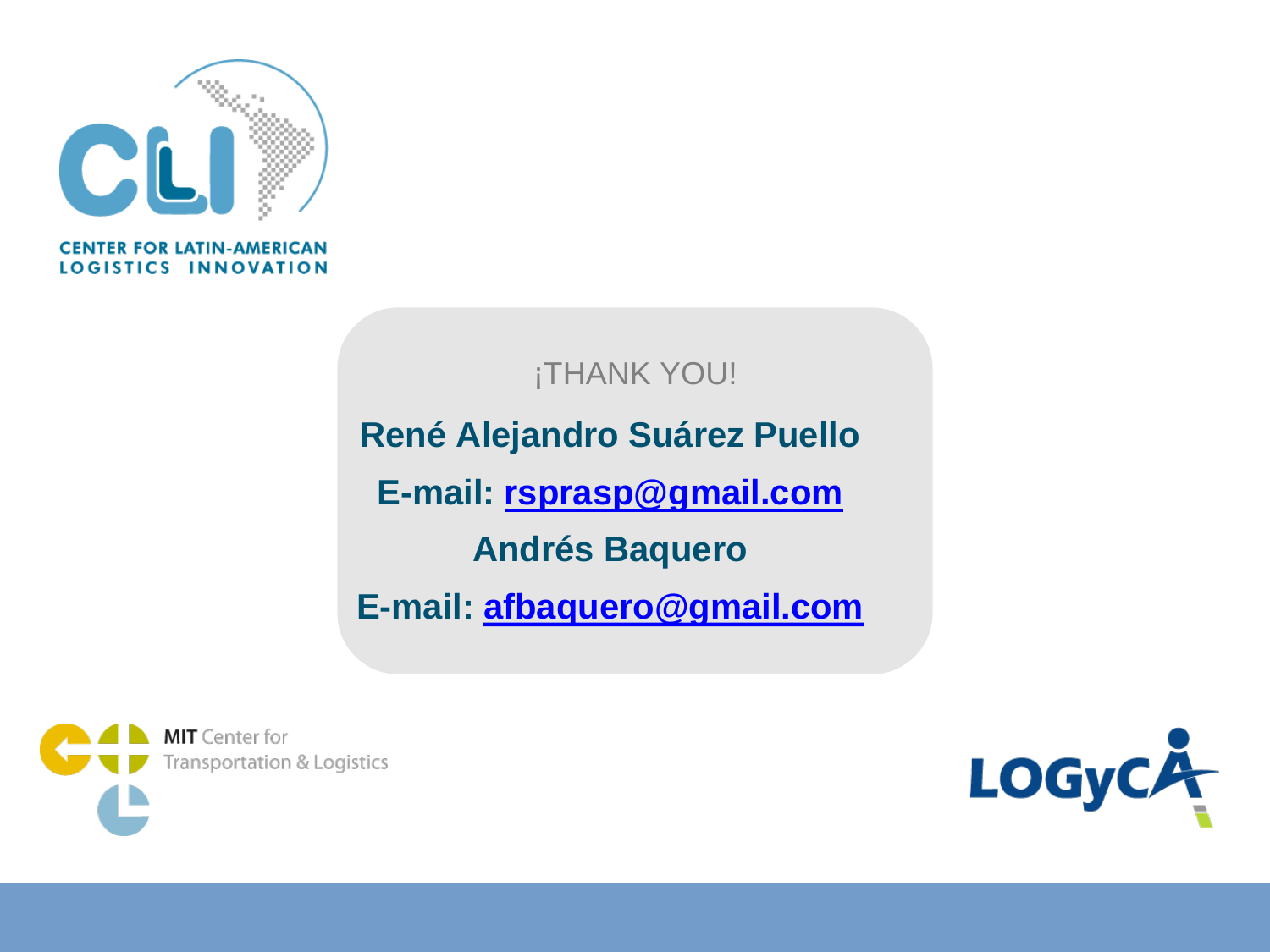CENTER FOR LATIN-AMERICAN LOGISTICS INNOVATION

¡THANK YOU!

**René Alejandro Suárez Puello**

**E-mail: rsprasp@gmail.com**

**Andrés Baquero**

**E-mail: afbaquero@gmail.com**

MIT Center for Transportation & Logistics

LOGyCA